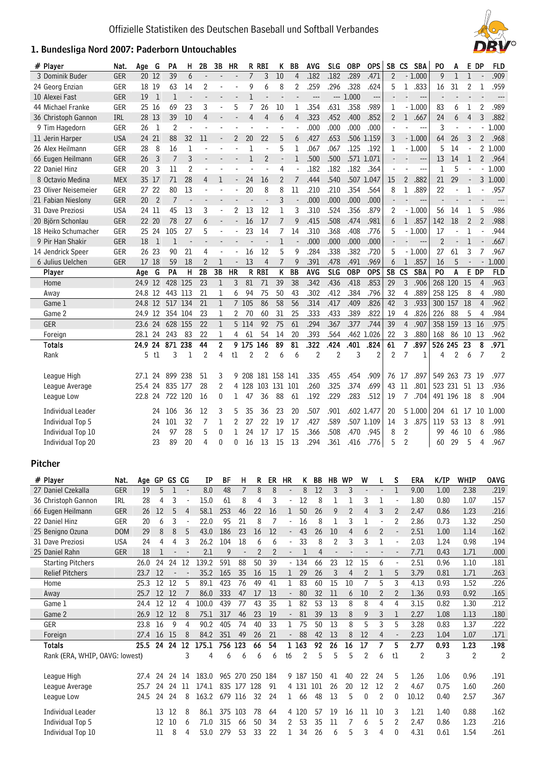Offizielle Statistiken des Deutschen Baseball und Softball Verbandes

## 1. Bundesliga Nord 2007: Paderborn Untouchables

| # Player | Nat. | Age | G | PA | H | 2B | 3B | HR | R | RBI | K | BB | AVG | SLG | OBP | OPS | SB | CS | SBA | PO | A | E | DP | FLD |
|---|---|---|---|---|---|---|---|---|---|---|---|---|---|---|---|---|---|---|---|---|---|---|---|---|
| 3 Dominik Buder | GER | 20 | 12 | 39 | 6 | - | - | - | 7 | 3 | 10 | 4 | .182 | .182 | .289 | .471 | 2 | - | 1.000 | 9 | 1 | 1 | - | .909 |
| 24 Georg Enzian | GER | 18 | 19 | 63 | 14 | 2 | - | - | 9 | 6 | 8 | 2 | .259 | .296 | .328 | .624 | 5 | 1 | .833 | 16 | 31 | 2 | 1 | .959 |
| 10 Alexei Fast | GER | 19 | 1 | 1 | - | - | - | - | 1 | - | - | - | --- | --- | 1.000 | --- | - | - | --- | - | - | - | - | --- |
| 44 Michael Franke | GER | 25 | 16 | 69 | 23 | 3 | - | 5 | 7 | 26 | 10 | 1 | .354 | .631 | .358 | .989 | 1 | - | 1.000 | 83 | 6 | 1 | 2 | .989 |
| 36 Christoph Gannon | IRL | 28 | 13 | 39 | 10 | 4 | - | - | 4 | 4 | 6 | 4 | .323 | .452 | .400 | .852 | 2 | 1 | .667 | 24 | 6 | 4 | 3 | .882 |
| 9 Tim Hagedorn | GER | 26 | 1 | 2 | - | - | - | - | - | - | - | - | .000 | .000 | .000 | .000 | - | - | - | 3 | - | - | - | 1.000 |
| 11 Jerin Harper | USA | 24 | 21 | 88 | 32 | 11 | - | 2 | 20 | 22 | 5 | 6 | .427 | .653 | .506 | 1.159 | 3 | - | 1.000 | 64 | 26 | 3 | 2 | .968 |
| 26 Alex Heilmann | GER | 28 | 8 | 16 | 1 | - | - | - | 1 | - | 5 | 1 | .067 | .067 | .125 | .192 | 1 | - | 1.000 | 5 | 14 | - | 2 | 1.000 |
| 66 Eugen Heilmann | GER | 26 | 3 | 7 | 3 | - | - | - | 1 | 2 | - | 1 | .500 | .500 | .571 | 1.071 | - | - | --- | 13 | 14 | 1 | 2 | .964 |
| 22 Daniel Hinz | GER | 20 | 3 | 11 | 2 | - | - | - | - | - | 4 | - | .182 | .182 | .182 | .364 | - | - | --- | 1 | 5 | - | - | 1.000 |
| 8 Octavio Medina | MEX | 35 | 17 | 71 | 28 | 4 | 1 | - | 24 | 16 | 2 | 7 | .444 | .540 | .507 | 1.047 | 15 | 2 | .882 | 21 | 29 | - | 3 | 1.000 |
| 23 Oliver Neisemeier | GER | 27 | 22 | 80 | 13 | - | - | - | 20 | 8 | 8 | 11 | .210 | .210 | .354 | .564 | 8 | 1 | .889 | 22 | - | 1 | - | .957 |
| 21 Fabian Nieslony | GER | 20 | 2 | 7 | - | - | - | - | - | - | 3 | - | .000 | .000 | .000 | .000 | - | - | --- | - | - | - | - | --- |
| 31 Dave Preziosi | USA | 24 | 11 | 45 | 13 | 3 | - | 2 | 13 | 12 | 1 | 3 | .310 | .524 | .356 | .879 | 2 | - | 1.000 | 56 | 14 | 1 | 5 | .986 |
| 20 Björn Schonlau | GER | 22 | 20 | 78 | 27 | 6 | - | - | 16 | 17 | 7 | 9 | .415 | .508 | .474 | .981 | 6 | 1 | .857 | 142 | 18 | 2 | 2 | .988 |
| 18 Heiko Schumacher | GER | 25 | 24 | 105 | 27 | 5 | - | - | 23 | 14 | 7 | 14 | .310 | .368 | .408 | .776 | 5 | - | 1.000 | 17 | - | 1 | - | .944 |
| 9 Pir Han Shakir | GER | 18 | 1 | 1 | - | - | - | - | - | - | 1 | - | .000 | .000 | .000 | .000 | - | - | --- | 2 | - | 1 | - | .667 |
| 14 Jendrick Speer | GER | 26 | 23 | 90 | 21 | 4 | - | - | 16 | 12 | 5 | 9 | .284 | .338 | .382 | .720 | 5 | - | 1.000 | 27 | 61 | 3 | 7 | .967 |
| 6 Julius Uelchen | GER | 17 | 18 | 59 | 18 | 2 | 1 | - | 13 | 4 | 7 | 9 | .391 | .478 | .491 | .969 | 6 | 1 | .857 | 16 | 5 | - | - | 1.000 |
| **Player** | | **Age** | **G** | **PA** | **H** | **2B** | **3B** | **HR** | **R** | **RBI** | **K** | **BB** | **AVG** | **SLG** | **OBP** | **OPS** | **SB** | **CS** | **SBA** | **PO** | **A** | **E** | **DP** | **FLD** |
| Home | | 24.9 | 12 | 428 | 125 | 23 | 1 | 3 | 81 | 71 | 39 | 38 | .342 | .436 | .418 | .853 | 29 | 3 | .906 | 268 | 120 | 15 | 4 | .963 |
| Away | | 24.8 | 12 | 443 | 113 | 21 | 1 | 6 | 94 | 75 | 50 | 43 | .302 | .412 | .384 | .796 | 32 | 4 | .889 | 258 | 125 | 8 | 4 | .980 |
| Game 1 | | 24.8 | 12 | 517 | 134 | 21 | 1 | 7 | 105 | 86 | 58 | 56 | .314 | .417 | .409 | .826 | 42 | 3 | .933 | 300 | 157 | 18 | 4 | .962 |
| Game 2 | | 24.9 | 12 | 354 | 104 | 23 | 1 | 2 | 70 | 60 | 31 | 25 | .333 | .433 | .389 | .822 | 19 | 4 | .826 | 226 | 88 | 5 | 4 | .984 |
| GER | | 23.6 | 24 | 628 | 155 | 22 | 1 | 5 | 114 | 92 | 75 | 61 | .294 | .367 | .377 | .744 | 39 | 4 | .907 | 358 | 159 | 13 | 16 | .975 |
| Foreign | | 28.1 | 24 | 243 | 83 | 22 | 1 | 4 | 61 | 54 | 14 | 20 | .393 | .564 | .462 | 1.026 | 22 | 3 | .880 | 168 | 86 | 10 | 13 | .962 |
| **Totals** | | **24.9** | **24** | **871** | **238** | **44** | **2** | **9** | **175** | **146** | **89** | **81** | **.322** | **.424** | **.401** | **.824** | **61** | **7** | **.897** | **526** | **245** | **23** | **8** | **.971** |
| Rank | | 5 | t1 | 3 | 1 | 2 | 4 | t1 | 2 | 2 | 6 | 6 | 2 | 2 | 3 | 2 | 2 | 7 | 1 | 4 | 2 | 6 | 7 | 2 |
| League High | | 27.1 | 24 | 899 | 238 | 51 | 3 | 9 | 208 | 181 | 158 | 141 | .335 | .455 | .454 | .909 | 76 | 17 | .897 | 549 | 263 | 73 | 19 | .977 |
| League Average | | 25.4 | 24 | 835 | 177 | 28 | 2 | 4 | 128 | 103 | 131 | 101 | .260 | .325 | .374 | .699 | 43 | 11 | .801 | 523 | 231 | 51 | 13 | .936 |
| League Low | | 22.8 | 24 | 722 | 120 | 16 | 0 | 1 | 47 | 36 | 88 | 61 | .192 | .229 | .283 | .512 | 19 | 7 | .704 | 491 | 196 | 18 | 8 | .904 |
| Individual Leader | | | 24 | 106 | 36 | 12 | 3 | 5 | 35 | 36 | 23 | 20 | .507 | .901 | .602 | 1.477 | 20 | 5 | 1.000 | 204 | 61 | 17 | 10 | 1.000 |
| Individual Top 5 | | | 24 | 101 | 32 | 7 | 1 | 2 | 27 | 22 | 19 | 17 | .427 | .589 | .507 | 1.109 | 14 | 3 | .875 | 119 | 53 | 13 | 8 | .991 |
| Individual Top 10 | | | 24 | 97 | 28 | 5 | 0 | 1 | 24 | 17 | 17 | 15 | .366 | .508 | .470 | .945 | 8 | 2 | | 99 | 46 | 10 | 6 | .986 |
| Individual Top 20 | | | 23 | 89 | 20 | 4 | 0 | 0 | 16 | 13 | 15 | 13 | .294 | .361 | .416 | .776 | 5 | 2 | | 60 | 29 | 5 | 4 | .967 |

### Pitcher

| # Player | Nat. | Age | GP | GS | CG | IP | BF | H | R | ER | HR | K | BB | HB | WP | W | L | S | ERA | K/IP | WHIP | OAVG |
|---|---|---|---|---|---|---|---|---|---|---|---|---|---|---|---|---|---|---|---|---|---|---|
| 27 Daniel Czekalla | GER | 19 | 5 | 1 | - | 8.0 | 48 | 7 | 8 | 8 | - | 8 | 12 | 3 | 3 | - | - | 1 | 9.00 | 1.00 | 2.38 | .219 |
| 36 Christoph Gannon | IRL | 28 | 4 | 3 | - | 15.0 | 61 | 8 | 4 | 3 | - | 12 | 8 | 1 | 1 | 3 | 1 | - | 1.80 | 0.80 | 1.07 | .157 |
| 66 Eugen Heilmann | GER | 26 | 12 | 5 | 4 | 58.1 | 253 | 46 | 22 | 16 | 1 | 50 | 26 | 9 | 2 | 4 | 3 | 2 | 2.47 | 0.86 | 1.23 | .216 |
| 22 Daniel Hinz | GER | 20 | 6 | 3 | - | 22.0 | 95 | 21 | 8 | 7 | - | 16 | 8 | 1 | 3 | 1 | - | 2 | 2.86 | 0.73 | 1.32 | .250 |
| 25 Benigno Ozuna | DOM | 29 | 8 | 8 | 5 | 43.0 | 186 | 23 | 16 | 12 | - | 43 | 26 | 10 | 4 | 6 | 2 | - | 2.51 | 1.00 | 1.14 | .162 |
| 31 Dave Preziosi | USA | 24 | 4 | 4 | 3 | 26.2 | 104 | 18 | 6 | 6 | - | 33 | 8 | 2 | 3 | 3 | 1 | - | 2.03 | 1.24 | 0.98 | .194 |
| 25 Daniel Rahn | GER | 18 | 1 | - | - | 2.1 | 9 | - | 2 | 2 | - | 1 | 4 | - | - | - | - | - | 7.71 | 0.43 | 1.71 | .000 |
| Starting Pitchers | | 26.0 | 24 | 24 | 12 | 139.2 | 591 | 88 | 50 | 39 | - | 134 | 66 | 23 | 12 | 15 | 6 | - | 2.51 | 0.96 | 1.10 | .181 |
| Relief Pitchers | | 23.7 | 12 | - | - | 35.2 | 165 | 35 | 16 | 15 | 1 | 29 | 26 | 3 | 4 | 2 | 1 | 5 | 3.79 | 0.81 | 1.71 | .263 |
| Home | | 25.3 | 12 | 12 | 5 | 89.1 | 423 | 76 | 49 | 41 | 1 | 83 | 60 | 15 | 10 | 7 | 5 | 3 | 4.13 | 0.93 | 1.52 | .226 |
| Away | | 25.7 | 12 | 12 | 7 | 86.0 | 333 | 47 | 17 | 13 | - | 80 | 32 | 11 | 6 | 10 | 2 | 2 | 1.36 | 0.93 | 0.92 | .165 |
| Game 1 | | 24.4 | 12 | 12 | 4 | 100.0 | 439 | 77 | 43 | 35 | 1 | 82 | 53 | 13 | 8 | 8 | 4 | 4 | 3.15 | 0.82 | 1.30 | .212 |
| Game 2 | | 26.9 | 12 | 12 | 8 | 75.1 | 317 | 46 | 23 | 19 | - | 81 | 39 | 13 | 8 | 9 | 3 | 1 | 2.27 | 1.08 | 1.13 | .180 |
| GER | | 23.8 | 16 | 9 | 4 | 90.2 | 405 | 74 | 40 | 33 | 1 | 75 | 50 | 13 | 8 | 5 | 3 | 5 | 3.28 | 0.83 | 1.37 | .222 |
| Foreign | | 27.4 | 16 | 15 | 8 | 84.2 | 351 | 49 | 26 | 21 | - | 88 | 42 | 13 | 8 | 12 | 4 | - | 2.23 | 1.04 | 1.07 | .171 |
| **Totals** | | **25.5** | **24** | **24** | **12** | **175.1** | **756** | **123** | **66** | **54** | **1** | **163** | **92** | **26** | **16** | **17** | **7** | **5** | **2.77** | **0.93** | **1.23** | **.198** |
| Rank (ERA, WHIP, OAVG: lowest) | | | | | 3 | 4 | 6 | 6 | 6 | 6 | t6 | 2 | 5 | 5 | 5 | 2 | 6 | t1 | 2 | 3 | 2 | 2 |
| League High | | 27.4 | 24 | 24 | 14 | 183.0 | 965 | 270 | 250 | 184 | 9 | 187 | 150 | 41 | 40 | 22 | 24 | 5 | 1.26 | 1.06 | 0.96 | .191 |
| League Average | | 25.7 | 24 | 24 | 11 | 174.1 | 835 | 177 | 128 | 91 | 4 | 131 | 101 | 26 | 20 | 12 | 12 | 2 | 4.67 | 0.75 | 1.60 | .260 |
| League Low | | 24.5 | 24 | 24 | 8 | 163.2 | 679 | 116 | 32 | 24 | 1 | 66 | 48 | 13 | 5 | 0 | 2 | 0 | 10.12 | 0.40 | 2.57 | .367 |
| Individual Leader | | | 13 | 12 | 8 | 86.1 | 375 | 103 | 78 | 64 | 4 | 120 | 57 | 19 | 16 | 11 | 10 | 3 | 1.21 | 1.40 | 0.88 | .162 |
| Individual Top 5 | | | 12 | 10 | 6 | 71.0 | 315 | 66 | 50 | 34 | 2 | 53 | 35 | 11 | 7 | 6 | 5 | 2 | 2.47 | 0.86 | 1.23 | .216 |
| Individual Top 10 | | | 11 | 8 | 4 | 53.0 | 279 | 53 | 33 | 22 | 1 | 34 | 26 | 6 | 5 | 3 | 4 | 0 | 4.31 | 0.61 | 1.54 | .261 |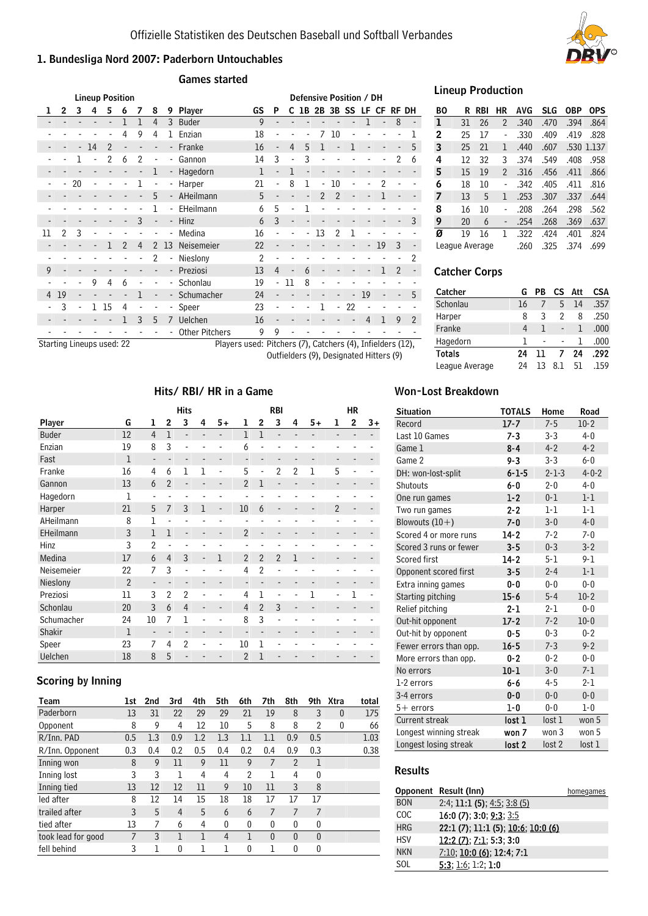Offizielle Statistiken des Deutschen Baseball und Softball Verbandes

## 1. Bundesliga Nord 2007: Paderborn Untouchables

### Games started

| Lineup Position | | | | | | | | | | | Defensive Position / DH | | | | | | | | | |
|---|---|---|---|---|---|---|---|---|---|---|---|---|---|---|---|---|---|---|---|---|
| 1 | 2 | 3 | 4 | 5 | 6 | 7 | 8 | 9 | Player | GS | P | C | 1B | 2B | 3B | SS | LF | CF | RF | DH |
| - | - | - | - | - | 1 | 1 | 4 | 3 | Buder | 9 | - | - | - | - | - | - | 1 | - | 8 | - |
| - | - | - | - | - | 4 | 9 | 4 | 1 | Enzian | 18 | - | - | - | 7 | 10 | - | - | - | - | 1 |
| - | - | - | 14 | 2 | - | - | - | - | Franke | 16 | - | 4 | 5 | 1 | - | 1 | - | - | - | 5 |
| - | - | 1 | - | 2 | 6 | 2 | - | - | Gannon | 14 | 3 | - | 3 | - | - | - | - | - | 2 | 6 |
| - | - | - | - | - | - | - | 1 | - | Hagedorn | 1 | - | 1 | - | - | - | - | - | - | - | - |
| - | - | 20 | - | - | - | 1 | - | - | Harper | 21 | - | 8 | 1 | - | 10 | - | - | 2 | - | - |
| - | - | - | - | - | - | - | 5 | - | AHeilmann | 5 | - | - | - | 2 | 2 | - | - | 1 | - | - |
| - | - | - | - | - | - | - | 1 | - | EHeilmann | 6 | 5 | - | 1 | - | - | - | - | - | - | - |
| - | - | - | - | - | - | 3 | - | - | Hinz | 6 | 3 | - | - | - | - | - | - | - | - | 3 |
| 11 | 2 | 3 | - | - | - | - | - | - | Medina | 16 | - | - | - | 13 | 2 | 1 | - | - | - | - |
| - | - | - | - | 1 | 2 | 4 | 2 | 13 | Neisemeier | 22 | - | - | - | - | - | - | - | 19 | 3 | - |
| - | - | - | - | - | - | - | 2 | - | Nieslony | 2 | - | - | - | - | - | - | - | - | - | 2 |
| 9 | - | - | - | - | - | - | - | - | Preziosi | 13 | 4 | - | 6 | - | - | - | - | 1 | 2 | - |
| - | - | - | 9 | 4 | 6 | - | - | - | Schonlau | 19 | - | 11 | 8 | - | - | - | - | - | - | - |
| 4 | 19 | - | - | - | - | 1 | - | - | Schumacher | 24 | - | - | - | - | - | - | 19 | - | - | 5 |
| - | 3 | - | 1 | 15 | 4 | - | - | - | Speer | 23 | - | - | - | 1 | - | 22 | - | - | - | - |
| - | - | - | - | - | 1 | 3 | 5 | 7 | Uelchen | 16 | - | - | - | - | - | - | 4 | 1 | 9 | 2 |
| - | - | - | - | - | - | - | - | - | Other Pitchers | 9 | 9 | - | - | - | - | - | - | - | - | - |

Starting Lineups used: 22

Players used: Pitchers (7), Catchers (4), Infielders (12), Outfielders (9), Designated Hitters (9)

### Lineup Production

| BO | R | RBI | HR | AVG | SLG | OBP | OPS |
|---|---|---|---|---|---|---|---|
| 1 | 31 | 26 | 2 | .340 | .470 | .394 | .864 |
| 2 | 25 | 17 | - | .330 | .409 | .419 | .828 |
| 3 | 25 | 21 | 1 | .440 | .607 | .530 | 1.137 |
| 4 | 12 | 32 | 3 | .374 | .549 | .408 | .958 |
| 5 | 15 | 19 | 2 | .316 | .456 | .411 | .866 |
| 6 | 18 | 10 | - | .342 | .405 | .411 | .816 |
| 7 | 13 | 5 | 1 | .253 | .307 | .337 | .644 |
| 8 | 16 | 10 | - | .208 | .264 | .298 | .562 |
| 9 | 20 | 6 | - | .254 | .268 | .369 | .637 |
| Ø | 19 | 16 | 1 | .322 | .424 | .401 | .824 |
| League Average | | | | .260 | .325 | .374 | .699 |

### Catcher Corps

| Catcher | G | PB | CS | Att | CSA |
|---|---|---|---|---|---|
| Schonlau | 16 | 7 | 5 | 14 | .357 |
| Harper | 8 | 3 | 2 | 8 | .250 |
| Franke | 4 | 1 | - | 1 | .000 |
| Hagedorn | 1 | - | - | 1 | .000 |
| **Totals** | **24** | **11** | **7** | **24** | **.292** |
| League Average | 24 | 13 | 8.1 | 51 | .159 |

### Hits/ RBI/ HR in a Game

| | | Hits | | | | | RBI | | | | | HR | | |
|---|---|---|---|---|---|---|---|---|---|---|---|---|---|---|
| Player | G | 1 | 2 | 3 | 4 | 5+ | 1 | 2 | 3 | 4 | 5+ | 1 | 2 | 3+ |
| Buder | 12 | 4 | 1 | - | - | - | 1 | 1 | - | - | - | - | - | - |
| Enzian | 19 | 8 | 3 | - | - | - | 6 | - | - | - | - | - | - | - |
| Fast | 1 | - | - | - | - | - | - | - | - | - | - | - | - | - |
| Franke | 16 | 4 | 6 | 1 | 1 | - | 5 | - | 2 | 2 | 1 | 5 | - | - |
| Gannon | 13 | 6 | 2 | - | - | - | 2 | 1 | - | - | - | - | - | - |
| Hagedorn | 1 | - | - | - | - | - | - | - | - | - | - | - | - | - |
| Harper | 21 | 5 | 7 | 3 | 1 | - | 10 | 6 | - | - | - | 2 | - | - |
| AHeilmann | 8 | 1 | - | - | - | - | - | - | - | - | - | - | - | - |
| EHeilmann | 3 | 1 | 1 | - | - | - | 2 | - | - | - | - | - | - | - |
| Hinz | 3 | 2 | - | - | - | - | - | - | - | - | - | - | - | - |
| Medina | 17 | 6 | 4 | 3 | - | 1 | 2 | 2 | 2 | 1 | - | - | - | - |
| Neisemeier | 22 | 7 | 3 | - | - | - | 4 | 2 | - | - | - | - | - | - |
| Nieslony | 2 | - | - | - | - | - | - | - | - | - | - | - | - | - |
| Preziosi | 11 | 3 | 2 | 2 | - | - | 4 | 1 | - | - | 1 | - | 1 | - |
| Schonlau | 20 | 3 | 6 | 4 | - | - | 4 | 2 | 3 | - | - | - | - | - |
| Schumacher | 24 | 10 | 7 | 1 | - | - | 8 | 3 | - | - | - | - | - | - |
| Shakir | 1 | - | - | - | - | - | - | - | - | - | - | - | - | - |
| Speer | 23 | 7 | 4 | 2 | - | - | 10 | 1 | - | - | - | - | - | - |
| Uelchen | 18 | 8 | 5 | - | - | - | 2 | 1 | - | - | - | - | - | - |

### Scoring by Inning

| Team | 1st | 2nd | 3rd | 4th | 5th | 6th | 7th | 8th | 9th | Xtra | total |
|---|---|---|---|---|---|---|---|---|---|---|---|
| Paderborn | 13 | 31 | 22 | 29 | 29 | 21 | 19 | 8 | 3 | 0 | 175 |
| Opponent | 8 | 9 | 4 | 12 | 10 | 5 | 8 | 8 | 2 | 0 | 66 |
| R/Inn. PAD | 0.5 | 1.3 | 0.9 | 1.2 | 1.3 | 1.1 | 1.1 | 0.9 | 0.5 | | 1.03 |
| R/Inn. Opponent | 0.3 | 0.4 | 0.2 | 0.5 | 0.4 | 0.2 | 0.4 | 0.9 | 0.3 | | 0.38 |
| Inning won | 8 | 9 | 11 | 9 | 11 | 9 | 7 | 2 | 1 | | |
| Inning lost | 3 | 3 | 1 | 4 | 4 | 2 | 1 | 4 | 0 | | |
| Inning tied | 13 | 12 | 12 | 11 | 9 | 10 | 11 | 3 | 8 | | |
| led after | 8 | 12 | 14 | 15 | 18 | 18 | 17 | 17 | 17 | | |
| trailed after | 3 | 5 | 4 | 5 | 6 | 6 | 7 | 7 | 7 | | |
| tied after | 13 | 7 | 6 | 4 | 0 | 0 | 0 | 0 | 0 | | |
| took lead for good | 7 | 3 | 1 | 1 | 4 | 1 | 0 | 0 | 0 | | |
| fell behind | 3 | 1 | 0 | 1 | 1 | 0 | 1 | 0 | 0 | | |

### Won-Lost Breakdown

| Situation | TOTALS | Home | Road |
|---|---|---|---|
| Record | 17-7 | 7-5 | 10-2 |
| Last 10 Games | 7-3 | 3-3 | 4-0 |
| Game 1 | 8-4 | 4-2 | 4-2 |
| Game 2 | 9-3 | 3-3 | 6-0 |
| DH: won-lost-split | 6-1-5 | 2-1-3 | 4-0-2 |
| Shutouts | 6-0 | 2-0 | 4-0 |
| One run games | 1-2 | 0-1 | 1-1 |
| Two run games | 2-2 | 1-1 | 1-1 |
| Blowouts (10+) | 7-0 | 3-0 | 4-0 |
| Scored 4 or more runs | 14-2 | 7-2 | 7-0 |
| Scored 3 runs or fewer | 3-5 | 0-3 | 3-2 |
| Scored first | 14-2 | 5-1 | 9-1 |
| Opponent scored first | 3-5 | 2-4 | 1-1 |
| Extra inning games | 0-0 | 0-0 | 0-0 |
| Starting pitching | 15-6 | 5-4 | 10-2 |
| Relief pitching | 2-1 | 2-1 | 0-0 |
| Out-hit opponent | 17-2 | 7-2 | 10-0 |
| Out-hit by opponent | 0-5 | 0-3 | 0-2 |
| Fewer errors than opp. | 16-5 | 7-3 | 9-2 |
| More errors than opp. | 0-2 | 0-2 | 0-0 |
| No errors | 10-1 | 3-0 | 7-1 |
| 1-2 errors | 6-6 | 4-5 | 2-1 |
| 3-4 errors | 0-0 | 0-0 | 0-0 |
| 5+ errors | 1-0 | 0-0 | 1-0 |
| Current streak | lost 1 | lost 1 | won 5 |
| Longest winning streak | won 7 | won 3 | won 5 |
| Longest losing streak | lost 2 | lost 2 | lost 1 |

### Results

| Opponent | Result (Inn) |
|---|---|
| BON | 2:4; **11:1 (5)**; 4:5; 3:8 (5) |
| COC | **16:0 (7)**; 3:0; **9:3**; 3:5 |
| HRG | **22:1 (7)**; **11:1 (5)**; **10:6**; **10:0 (6)** |
| HSV | **12:2 (7)**; **7:1**; 5:3; 3:0 |
| NKN | 7:10; **10:0 (6)**; 12:4; 7:1 |
| SOL | **5:3**; 1:6; 1:2; **1:0** |

homegames